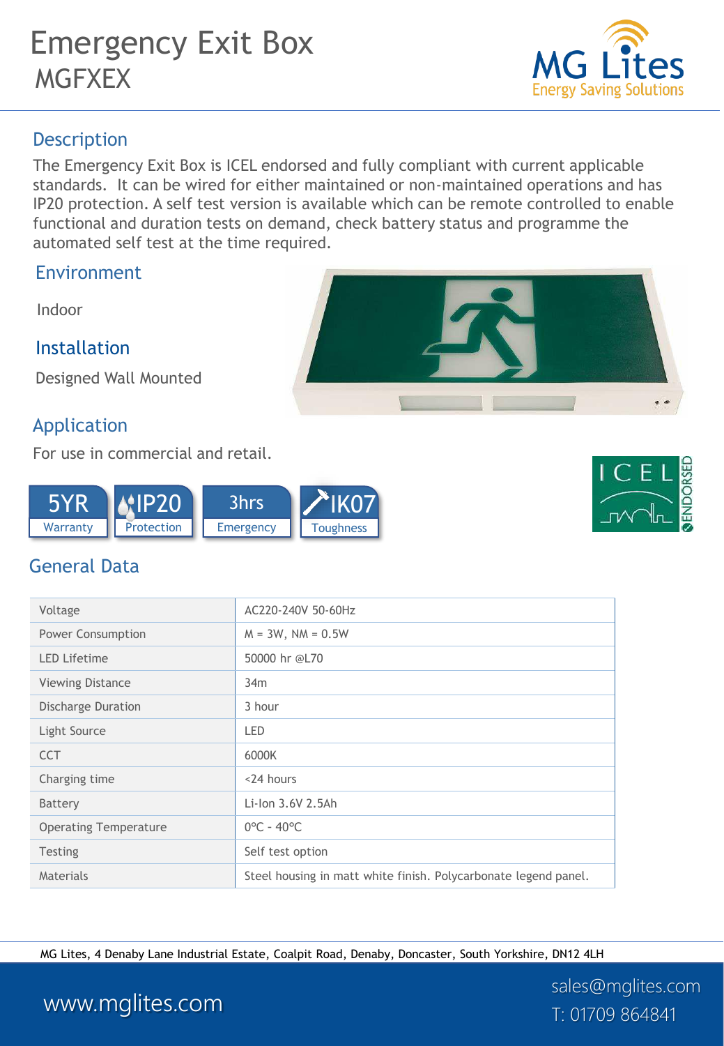# Emergency Exit Box

## MGFXEX

MG Lites
Energy Saving Solutions

## Description

The Emergency Exit Box is ICEL endorsed and fully compliant with current applicable standards. It can be wired for either maintained or non-maintained operations and has IP20 protection. A self test version is available which can be remote controlled to enable functional and duration tests on demand, check battery status and programme the automated self test at the time required.

## Environment

Indoor

## Installation

Designed Wall Mounted

## Application

For use in commercial and retail.

5YR Warranty | IP20 Protection | 3hrs Emergency | IK07 Toughness

ICEL ENDORSED

## General Data

| | |
|---|---|
| Voltage | AC220-240V 50-60Hz |
| Power Consumption | M = 3W, NM = 0.5W |
| LED Lifetime | 50000 hr @L70 |
| Viewing Distance | 34m |
| Discharge Duration | 3 hour |
| Light Source | LED |
| CCT | 6000K |
| Charging time | <24 hours |
| Battery | Li-Ion 3.6V 2.5Ah |
| Operating Temperature | 0°C - 40°C |
| Testing | Self test option |
| Materials | Steel housing in matt white finish. Polycarbonate legend panel. |

MG Lites, 4 Denaby Lane Industrial Estate, Coalpit Road, Denaby, Doncaster, South Yorkshire, DN12 4LH

www.mglites.com

sales@mglites.com
T: 01709 864841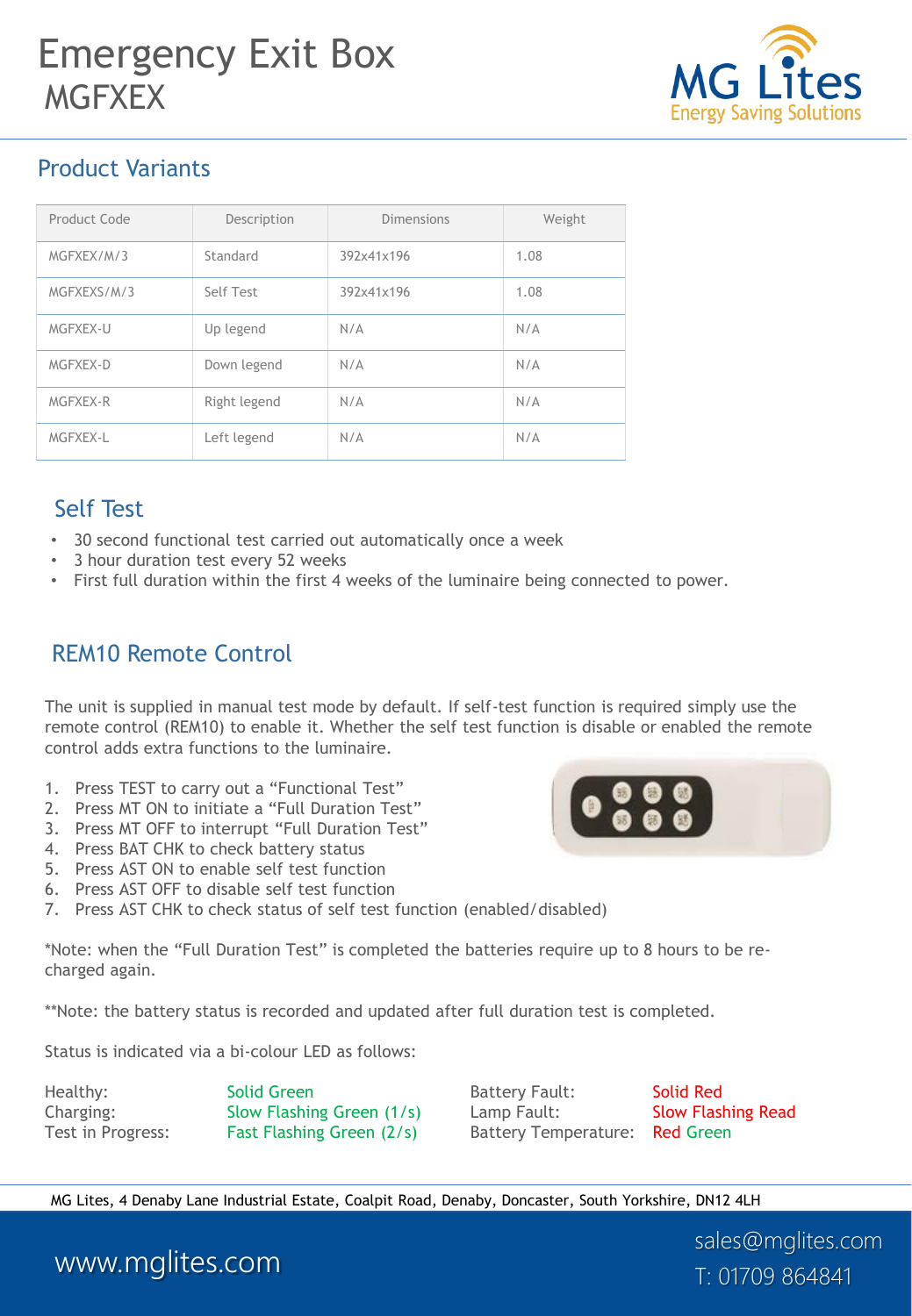# Emergency Exit Box
MGFXEX

MG Lites
Energy Saving Solutions

## Product Variants

| Product Code | Description | Dimensions | Weight |
|---|---|---|---|
| MGFXEX/M/3 | Standard | 392x41x196 | 1.08 |
| MGFXEXS/M/3 | Self Test | 392x41x196 | 1.08 |
| MGFXEX-U | Up legend | N/A | N/A |
| MGFXEX-D | Down legend | N/A | N/A |
| MGFXEX-R | Right legend | N/A | N/A |
| MGFXEX-L | Left legend | N/A | N/A |

## Self Test

- 30 second functional test carried out automatically once a week
- 3 hour duration test every 52 weeks
- First full duration within the first 4 weeks of the luminaire being connected to power.

## REM10 Remote Control

The unit is supplied in manual test mode by default. If self-test function is required simply use the remote control (REM10) to enable it. Whether the self test function is disable or enabled the remote control adds extra functions to the luminaire.

1. Press TEST to carry out a "Functional Test"
2. Press MT ON to initiate a "Full Duration Test"
3. Press MT OFF to interrupt "Full Duration Test"
4. Press BAT CHK to check battery status
5. Press AST ON to enable self test function
6. Press AST OFF to disable self test function
7. Press AST CHK to check status of self test function (enabled/disabled)

*Note: when the "Full Duration Test" is completed the batteries require up to 8 hours to be re-charged again.

**Note: the battery status is recorded and updated after full duration test is completed.

Status is indicated via a bi-colour LED as follows:

| | | | |
|---|---|---|---|
| Healthy: | Solid Green | Battery Fault: | Solid Red |
| Charging: | Slow Flashing Green (1/s) | Lamp Fault: | Slow Flashing Read |
| Test in Progress: | Fast Flashing Green (2/s) | Battery Temperature: | Red Green |

MG Lites, 4 Denaby Lane Industrial Estate, Coalpit Road, Denaby, Doncaster, South Yorkshire, DN12 4LH

www.mglites.com

sales@mglites.com
T: 01709 864841